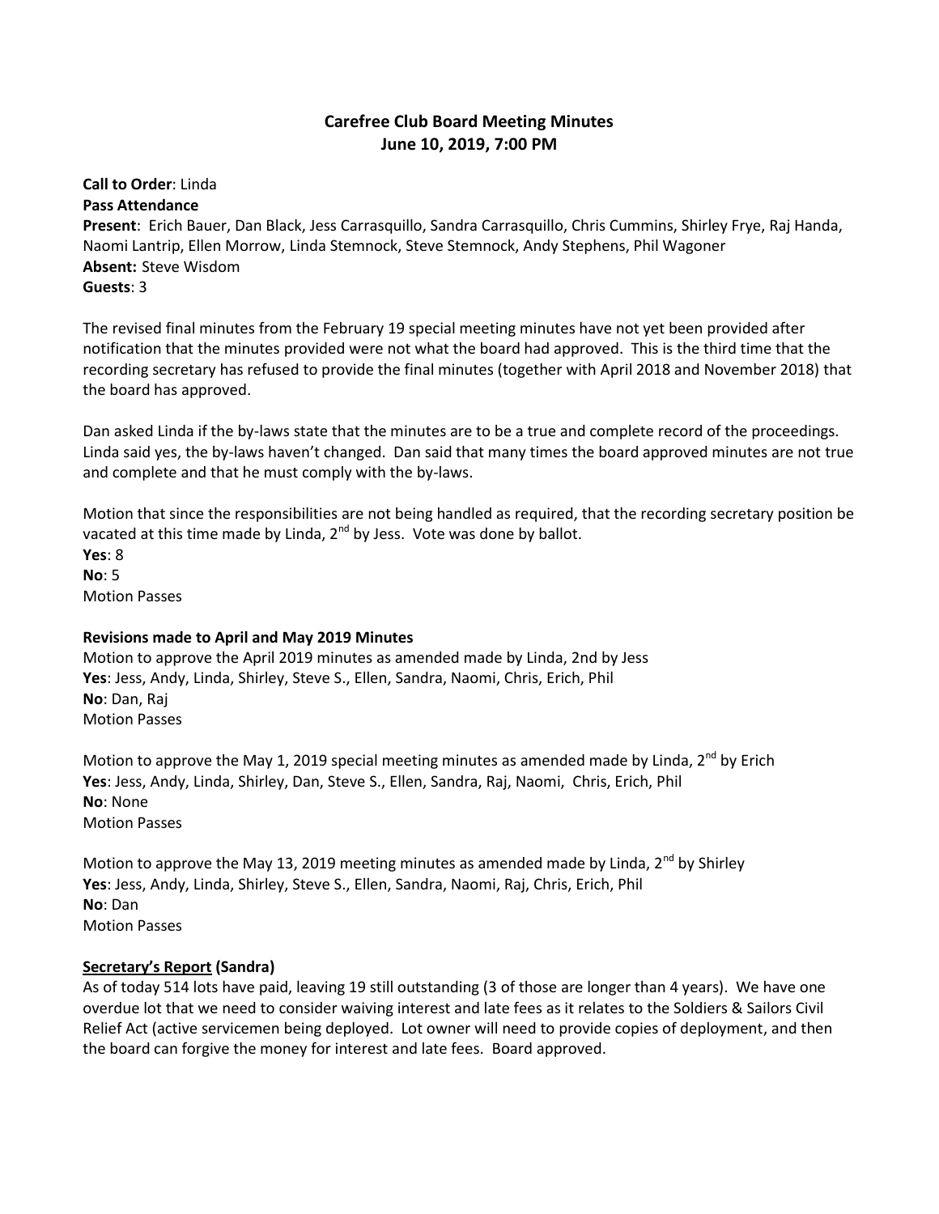# Carefree Club Board Meeting Minutes
## June 10, 2019, 7:00 PM

**Call to Order**: Linda
**Pass Attendance**
**Present**: Erich Bauer, Dan Black, Jess Carrasquillo, Sandra Carrasquillo, Chris Cummins, Shirley Frye, Raj Handa, Naomi Lantrip, Ellen Morrow, Linda Stemnock, Steve Stemnock, Andy Stephens, Phil Wagoner
**Absent:** Steve Wisdom
**Guests**: 3

The revised final minutes from the February 19 special meeting minutes have not yet been provided after notification that the minutes provided were not what the board had approved. This is the third time that the recording secretary has refused to provide the final minutes (together with April 2018 and November 2018) that the board has approved.

Dan asked Linda if the by-laws state that the minutes are to be a true and complete record of the proceedings. Linda said yes, the by-laws haven't changed. Dan said that many times the board approved minutes are not true and complete and that he must comply with the by-laws.

Motion that since the responsibilities are not being handled as required, that the recording secretary position be vacated at this time made by Linda, 2nd by Jess. Vote was done by ballot.
**Yes**: 8
**No**: 5
Motion Passes

**Revisions made to April and May 2019 Minutes**
Motion to approve the April 2019 minutes as amended made by Linda, 2nd by Jess
**Yes**: Jess, Andy, Linda, Shirley, Steve S., Ellen, Sandra, Naomi, Chris, Erich, Phil
**No**: Dan, Raj
Motion Passes

Motion to approve the May 1, 2019 special meeting minutes as amended made by Linda, 2nd by Erich
**Yes**: Jess, Andy, Linda, Shirley, Dan, Steve S., Ellen, Sandra, Raj, Naomi, Chris, Erich, Phil
**No**: None
Motion Passes

Motion to approve the May 13, 2019 meeting minutes as amended made by Linda, 2nd by Shirley
**Yes**: Jess, Andy, Linda, Shirley, Steve S., Ellen, Sandra, Naomi, Raj, Chris, Erich, Phil
**No**: Dan
Motion Passes

**Secretary's Report (Sandra)**
As of today 514 lots have paid, leaving 19 still outstanding (3 of those are longer than 4 years). We have one overdue lot that we need to consider waiving interest and late fees as it relates to the Soldiers & Sailors Civil Relief Act (active servicemen being deployed. Lot owner will need to provide copies of deployment, and then the board can forgive the money for interest and late fees. Board approved.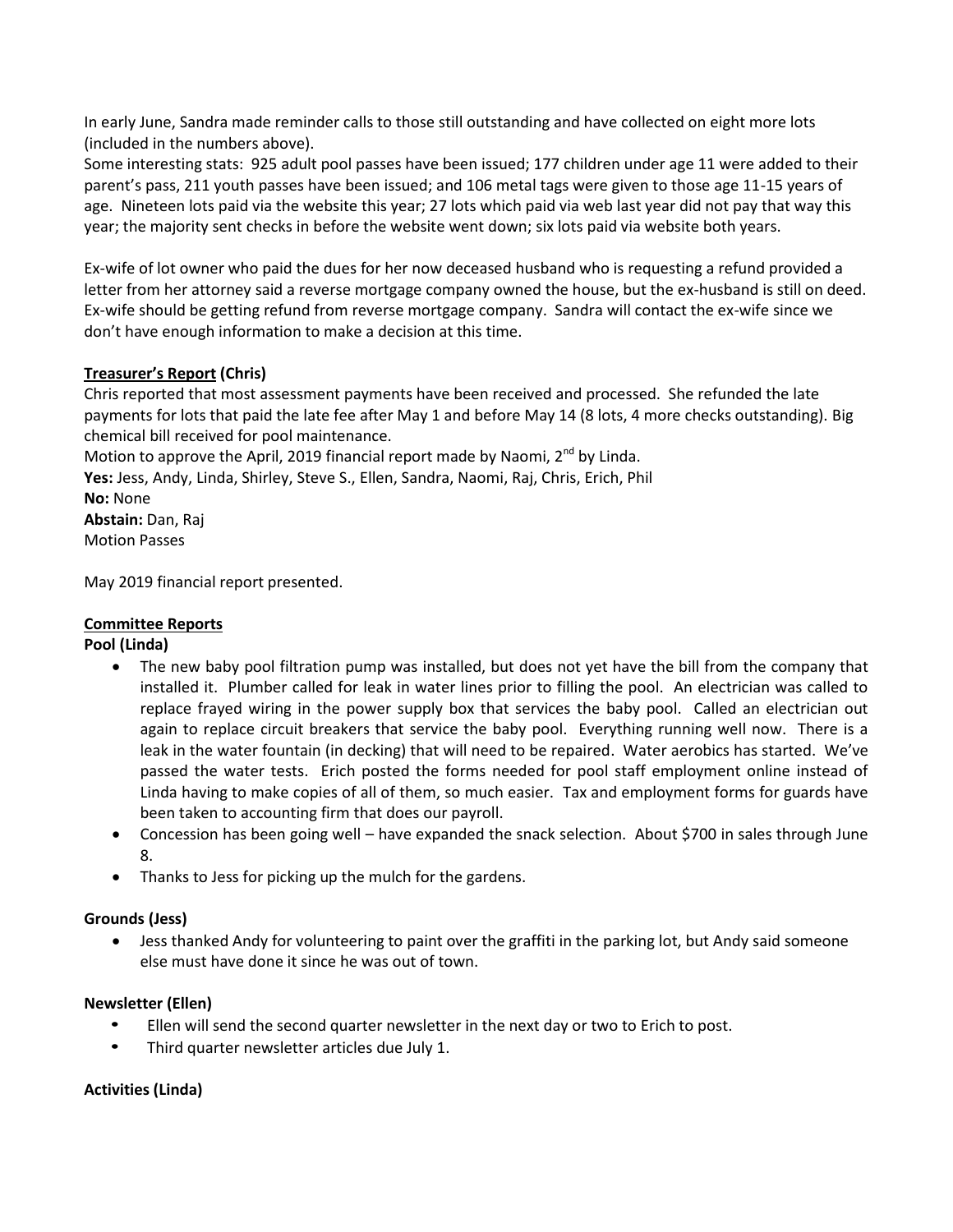In early June, Sandra made reminder calls to those still outstanding and have collected on eight more lots (included in the numbers above).

Some interesting stats: 925 adult pool passes have been issued; 177 children under age 11 were added to their parent's pass, 211 youth passes have been issued; and 106 metal tags were given to those age 11-15 years of age. Nineteen lots paid via the website this year; 27 lots which paid via web last year did not pay that way this year; the majority sent checks in before the website went down; six lots paid via website both years.

Ex-wife of lot owner who paid the dues for her now deceased husband who is requesting a refund provided a letter from her attorney said a reverse mortgage company owned the house, but the ex-husband is still on deed. Ex-wife should be getting refund from reverse mortgage company. Sandra will contact the ex-wife since we don't have enough information to make a decision at this time.

**Treasurer's Report (Chris)**

Chris reported that most assessment payments have been received and processed. She refunded the late payments for lots that paid the late fee after May 1 and before May 14 (8 lots, 4 more checks outstanding). Big chemical bill received for pool maintenance.

Motion to approve the April, 2019 financial report made by Naomi, 2nd by Linda.

**Yes:** Jess, Andy, Linda, Shirley, Steve S., Ellen, Sandra, Naomi, Raj, Chris, Erich, Phil

**No:** None

**Abstain:** Dan, Raj

Motion Passes

May 2019 financial report presented.

**Committee Reports**

**Pool (Linda)**

- The new baby pool filtration pump was installed, but does not yet have the bill from the company that installed it. Plumber called for leak in water lines prior to filling the pool. An electrician was called to replace frayed wiring in the power supply box that services the baby pool. Called an electrician out again to replace circuit breakers that service the baby pool. Everything running well now. There is a leak in the water fountain (in decking) that will need to be repaired. Water aerobics has started. We've passed the water tests. Erich posted the forms needed for pool staff employment online instead of Linda having to make copies of all of them, so much easier. Tax and employment forms for guards have been taken to accounting firm that does our payroll.
- Concession has been going well – have expanded the snack selection. About $700 in sales through June 8.
- Thanks to Jess for picking up the mulch for the gardens.

**Grounds (Jess)**

- Jess thanked Andy for volunteering to paint over the graffiti in the parking lot, but Andy said someone else must have done it since he was out of town.

**Newsletter (Ellen)**

- Ellen will send the second quarter newsletter in the next day or two to Erich to post.
- Third quarter newsletter articles due July 1.

**Activities (Linda)**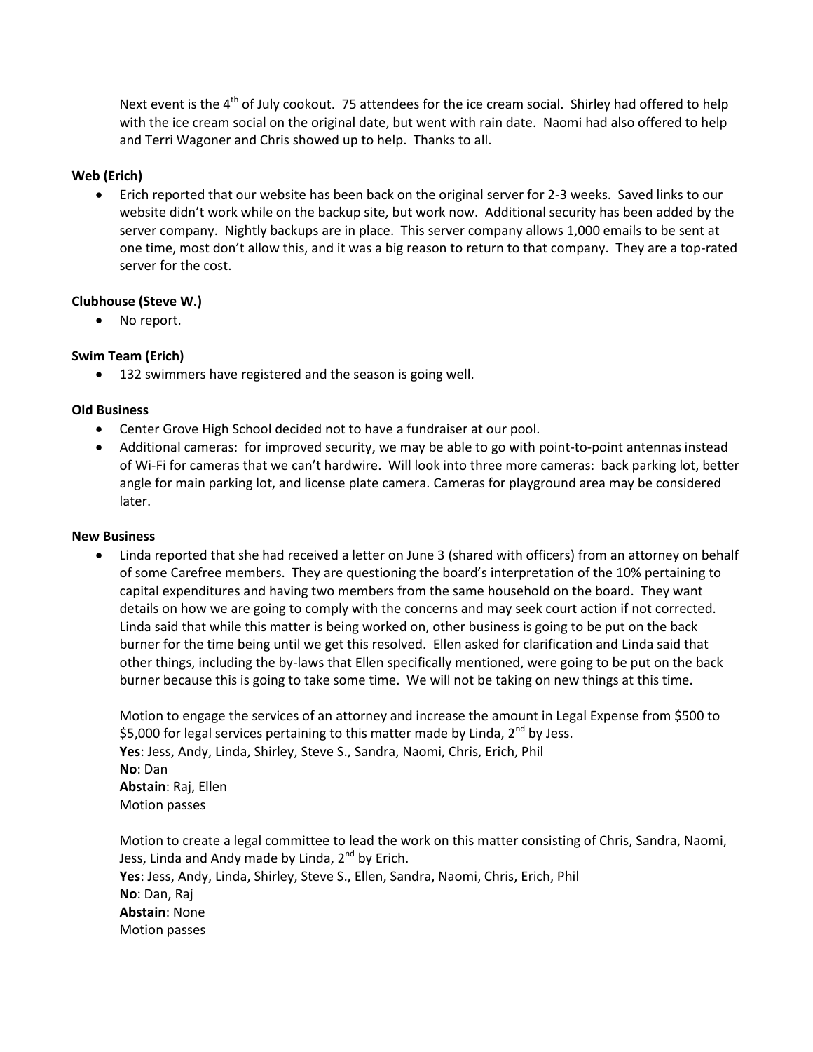Next event is the 4th of July cookout. 75 attendees for the ice cream social. Shirley had offered to help with the ice cream social on the original date, but went with rain date. Naomi had also offered to help and Terri Wagoner and Chris showed up to help. Thanks to all.

**Web (Erich)**

- Erich reported that our website has been back on the original server for 2-3 weeks. Saved links to our website didn't work while on the backup site, but work now. Additional security has been added by the server company. Nightly backups are in place. This server company allows 1,000 emails to be sent at one time, most don't allow this, and it was a big reason to return to that company. They are a top-rated server for the cost.

**Clubhouse (Steve W.)**

- No report.

**Swim Team (Erich)**

- 132 swimmers have registered and the season is going well.

**Old Business**

- Center Grove High School decided not to have a fundraiser at our pool.
- Additional cameras: for improved security, we may be able to go with point-to-point antennas instead of Wi-Fi for cameras that we can't hardwire. Will look into three more cameras: back parking lot, better angle for main parking lot, and license plate camera. Cameras for playground area may be considered later.

**New Business**

- Linda reported that she had received a letter on June 3 (shared with officers) from an attorney on behalf of some Carefree members. They are questioning the board's interpretation of the 10% pertaining to capital expenditures and having two members from the same household on the board. They want details on how we are going to comply with the concerns and may seek court action if not corrected. Linda said that while this matter is being worked on, other business is going to be put on the back burner for the time being until we get this resolved. Ellen asked for clarification and Linda said that other things, including the by-laws that Ellen specifically mentioned, were going to be put on the back burner because this is going to take some time. We will not be taking on new things at this time.

  Motion to engage the services of an attorney and increase the amount in Legal Expense from $500 to $5,000 for legal services pertaining to this matter made by Linda, 2nd by Jess.
  **Yes**: Jess, Andy, Linda, Shirley, Steve S., Sandra, Naomi, Chris, Erich, Phil
  **No**: Dan
  **Abstain**: Raj, Ellen
  Motion passes

  Motion to create a legal committee to lead the work on this matter consisting of Chris, Sandra, Naomi, Jess, Linda and Andy made by Linda, 2nd by Erich.
  **Yes**: Jess, Andy, Linda, Shirley, Steve S., Ellen, Sandra, Naomi, Chris, Erich, Phil
  **No**: Dan, Raj
  **Abstain**: None
  Motion passes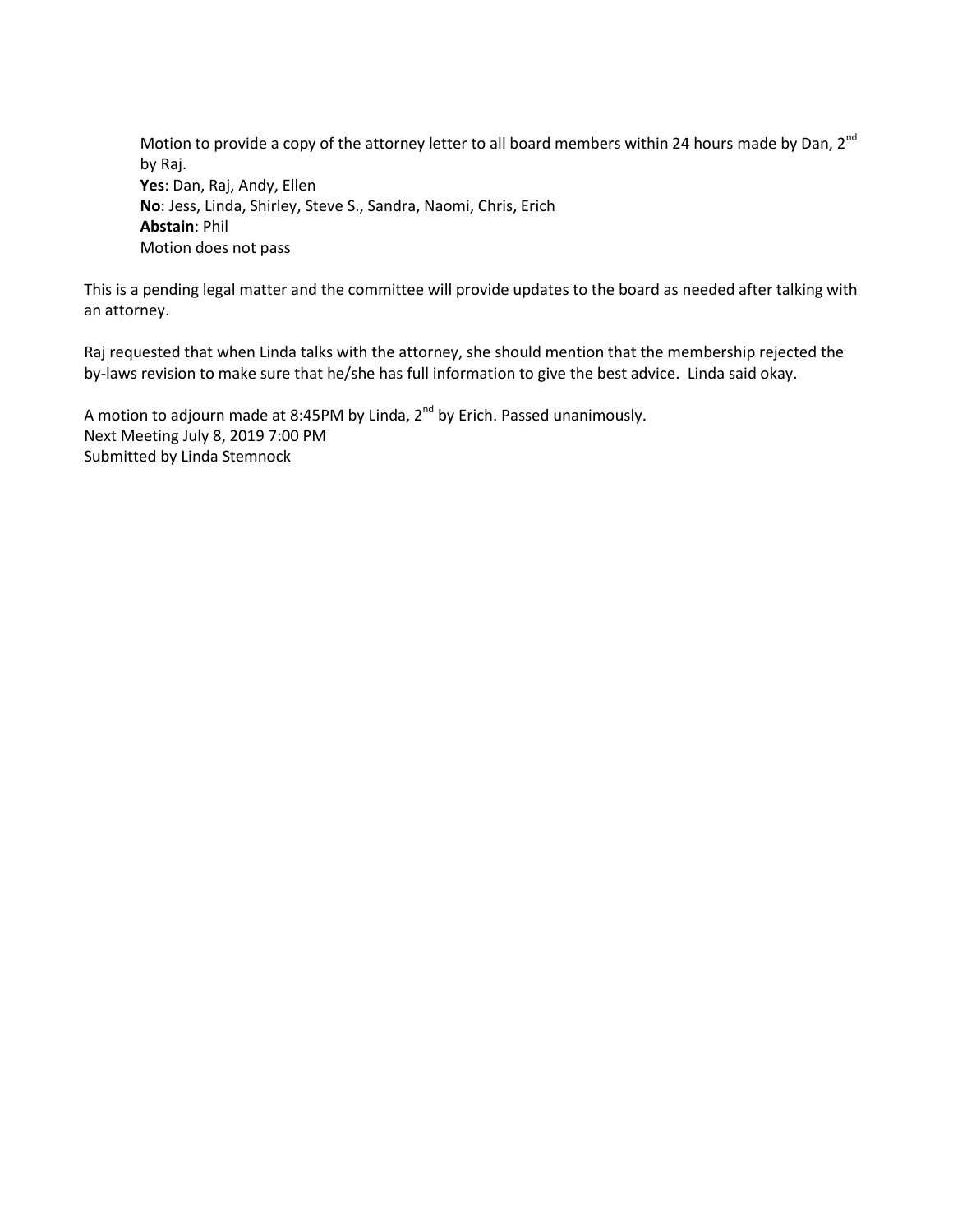Motion to provide a copy of the attorney letter to all board members within 24 hours made by Dan, 2nd by Raj.
**Yes**: Dan, Raj, Andy, Ellen
**No**: Jess, Linda, Shirley, Steve S., Sandra, Naomi, Chris, Erich
**Abstain**: Phil
Motion does not pass

This is a pending legal matter and the committee will provide updates to the board as needed after talking with an attorney.

Raj requested that when Linda talks with the attorney, she should mention that the membership rejected the by-laws revision to make sure that he/she has full information to give the best advice. Linda said okay.

A motion to adjourn made at 8:45PM by Linda, 2nd by Erich. Passed unanimously.
Next Meeting July 8, 2019 7:00 PM
Submitted by Linda Stemnock